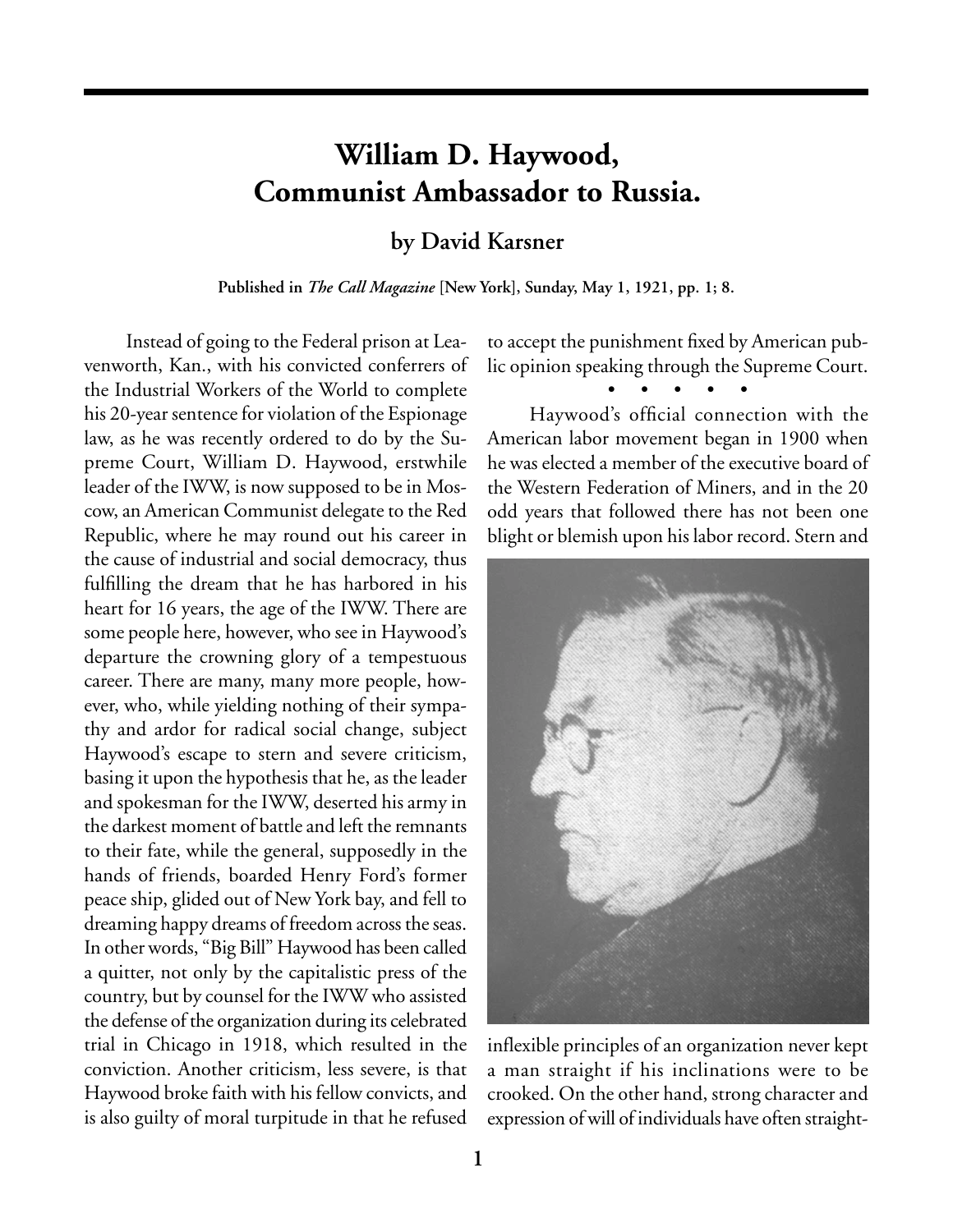# William D. Haywood, Communist Ambassador to Russia.

### by David Karsner

**Published in *The Call Magazine* [New York], Sunday, May 1, 1921, pp. 1; 8.**

Instead of going to the Federal prison at Leavenworth, Kan., with his convicted conferrers of the Industrial Workers of the World to complete his 20-year sentence for violation of the Espionage law, as he was recently ordered to do by the Supreme Court, William D. Haywood, erstwhile leader of the IWW, is now supposed to be in Moscow, an American Communist delegate to the Red Republic, where he may round out his career in the cause of industrial and social democracy, thus fulfilling the dream that he has harbored in his heart for 16 years, the age of the IWW. There are some people here, however, who see in Haywood's departure the crowning glory of a tempestuous career. There are many, many more people, however, who, while yielding nothing of their sympathy and ardor for radical social change, subject Haywood's escape to stern and severe criticism, basing it upon the hypothesis that he, as the leader and spokesman for the IWW, deserted his army in the darkest moment of battle and left the remnants to their fate, while the general, supposedly in the hands of friends, boarded Henry Ford's former peace ship, glided out of New York bay, and fell to dreaming happy dreams of freedom across the seas. In other words, "Big Bill" Haywood has been called a quitter, not only by the capitalistic press of the country, but by counsel for the IWW who assisted the defense of the organization during its celebrated trial in Chicago in 1918, which resulted in the conviction. Another criticism, less severe, is that Haywood broke faith with his fellow convicts, and is also guilty of moral turpitude in that he refused to accept the punishment fixed by American public opinion speaking through the Supreme Court.

• • • • •

Haywood's official connection with the American labor movement began in 1900 when he was elected a member of the executive board of the Western Federation of Miners, and in the 20 odd years that followed there has not been one blight or blemish upon his labor record. Stern and inflexible principles of an organization never kept a man straight if his inclinations were to be crooked. On the other hand, strong character and expression of will of individuals have often straight-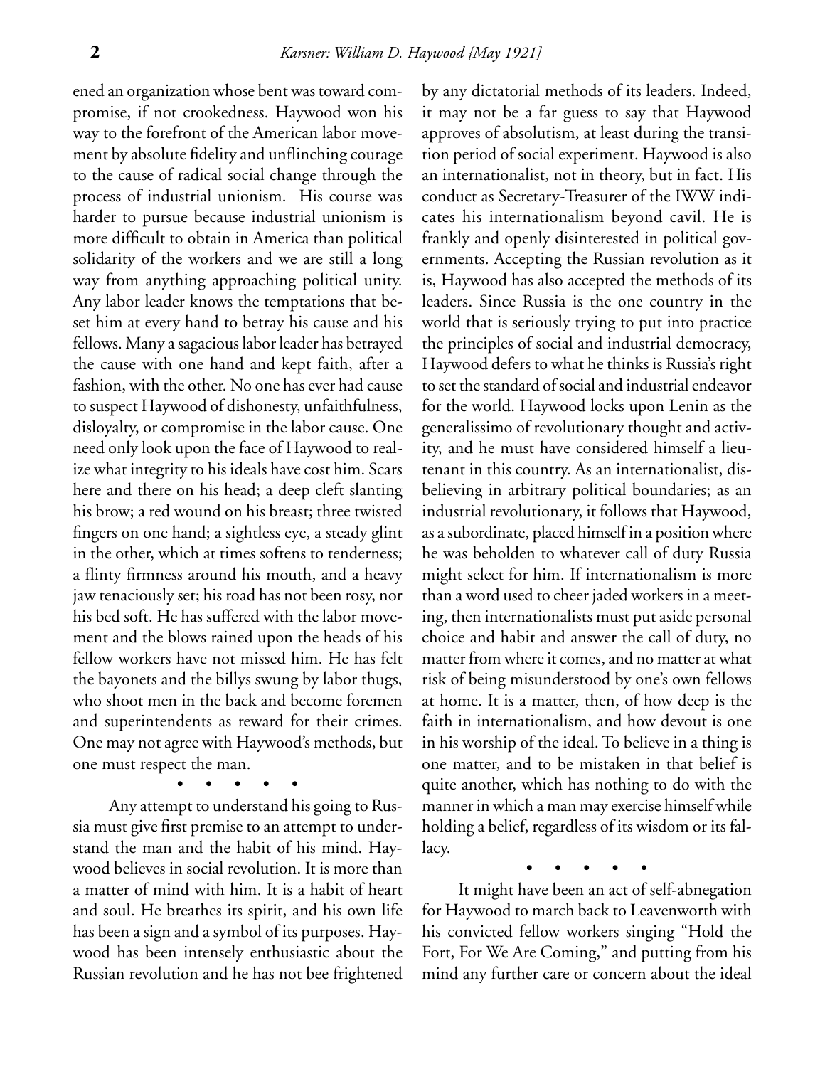ened an organization whose bent was toward compromise, if not crookedness. Haywood won his way to the forefront of the American labor movement by absolute fidelity and unflinching courage to the cause of radical social change through the process of industrial unionism. His course was harder to pursue because industrial unionism is more difficult to obtain in America than political solidarity of the workers and we are still a long way from anything approaching political unity. Any labor leader knows the temptations that beset him at every hand to betray his cause and his fellows. Many a sagacious labor leader has betrayed the cause with one hand and kept faith, after a fashion, with the other. No one has ever had cause to suspect Haywood of dishonesty, unfaithfulness, disloyalty, or compromise in the labor cause. One need only look upon the face of Haywood to realize what integrity to his ideals have cost him. Scars here and there on his head; a deep cleft slanting his brow; a red wound on his breast; three twisted fingers on one hand; a sightless eye, a steady glint in the other, which at times softens to tenderness; a flinty firmness around his mouth, and a heavy jaw tenaciously set; his road has not been rosy, nor his bed soft. He has suffered with the labor movement and the blows rained upon the heads of his fellow workers have not missed him. He has felt the bayonets and the billys swung by labor thugs, who shoot men in the back and become foremen and superintendents as reward for their crimes. One may not agree with Haywood's methods, but one must respect the man.

• • • • •

Any attempt to understand his going to Russia must give first premise to an attempt to understand the man and the habit of his mind. Haywood believes in social revolution. It is more than a matter of mind with him. It is a habit of heart and soul. He breathes its spirit, and his own life has been a sign and a symbol of its purposes. Haywood has been intensely enthusiastic about the Russian revolution and he has not bee frightened by any dictatorial methods of its leaders. Indeed, it may not be a far guess to say that Haywood approves of absolutism, at least during the transition period of social experiment. Haywood is also an internationalist, not in theory, but in fact. His conduct as Secretary-Treasurer of the IWW indicates his internationalism beyond cavil. He is frankly and openly disinterested in political governments. Accepting the Russian revolution as it is, Haywood has also accepted the methods of its leaders. Since Russia is the one country in the world that is seriously trying to put into practice the principles of social and industrial democracy, Haywood defers to what he thinks is Russia's right to set the standard of social and industrial endeavor for the world. Haywood locks upon Lenin as the generalissimo of revolutionary thought and activity, and he must have considered himself a lieutenant in this country. As an internationalist, disbelieving in arbitrary political boundaries; as an industrial revolutionary, it follows that Haywood, as a subordinate, placed himself in a position where he was beholden to whatever call of duty Russia might select for him. If internationalism is more than a word used to cheer jaded workers in a meeting, then internationalists must put aside personal choice and habit and answer the call of duty, no matter from where it comes, and no matter at what risk of being misunderstood by one's own fellows at home. It is a matter, then, of how deep is the faith in internationalism, and how devout is one in his worship of the ideal. To believe in a thing is one matter, and to be mistaken in that belief is quite another, which has nothing to do with the manner in which a man may exercise himself while holding a belief, regardless of its wisdom or its fallacy.

• • • • •

It might have been an act of self-abnegation for Haywood to march back to Leavenworth with his convicted fellow workers singing "Hold the Fort, For We Are Coming," and putting from his mind any further care or concern about the ideal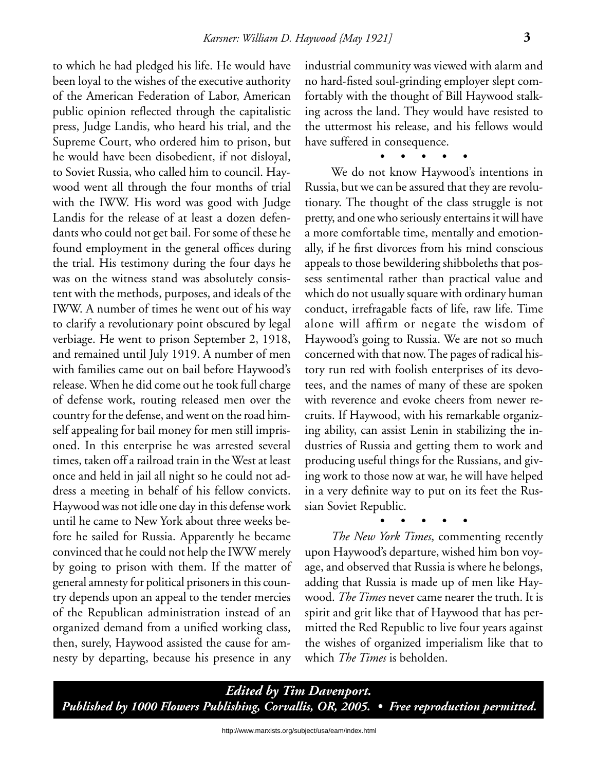to which he had pledged his life. He would have been loyal to the wishes of the executive authority of the American Federation of Labor, American public opinion reflected through the capitalistic press, Judge Landis, who heard his trial, and the Supreme Court, who ordered him to prison, but he would have been disobedient, if not disloyal, to Soviet Russia, who called him to council. Haywood went all through the four months of trial with the IWW. His word was good with Judge Landis for the release of at least a dozen defendants who could not get bail. For some of these he found employment in the general offices during the trial. His testimony during the four days he was on the witness stand was absolutely consistent with the methods, purposes, and ideals of the IWW. A number of times he went out of his way to clarify a revolutionary point obscured by legal verbiage. He went to prison September 2, 1918, and remained until July 1919. A number of men with families came out on bail before Haywood's release. When he did come out he took full charge of defense work, routing released men over the country for the defense, and went on the road himself appealing for bail money for men still imprisoned. In this enterprise he was arrested several times, taken off a railroad train in the West at least once and held in jail all night so he could not address a meeting in behalf of his fellow convicts. Haywood was not idle one day in this defense work until he came to New York about three weeks before he sailed for Russia. Apparently he became convinced that he could not help the IWW merely by going to prison with them. If the matter of general amnesty for political prisoners in this country depends upon an appeal to the tender mercies of the Republican administration instead of an organized demand from a unified working class, then, surely, Haywood assisted the cause for amnesty by departing, because his presence in any industrial community was viewed with alarm and no hard-fisted soul-grinding employer slept comfortably with the thought of Bill Haywood stalking across the land. They would have resisted to the uttermost his release, and his fellows would have suffered in consequence.

• • • • •

We do not know Haywood's intentions in Russia, but we can be assured that they are revolutionary. The thought of the class struggle is not pretty, and one who seriously entertains it will have a more comfortable time, mentally and emotionally, if he first divorces from his mind conscious appeals to those bewildering shibboleths that possess sentimental rather than practical value and which do not usually square with ordinary human conduct, irrefragable facts of life, raw life. Time alone will affirm or negate the wisdom of Haywood's going to Russia. We are not so much concerned with that now. The pages of radical history run red with foolish enterprises of its devotees, and the names of many of these are spoken with reverence and evoke cheers from newer recruits. If Haywood, with his remarkable organizing ability, can assist Lenin in stabilizing the industries of Russia and getting them to work and producing useful things for the Russians, and giving work to those now at war, he will have helped in a very definite way to put on its feet the Russian Soviet Republic.

• • • • •

*The New York Times*, commenting recently upon Haywood's departure, wished him bon voyage, and observed that Russia is where he belongs, adding that Russia is made up of men like Haywood. *The Times* never came nearer the truth. It is spirit and grit like that of Haywood that has permitted the Red Republic to live four years against the wishes of organized imperialism like that to which *The Times* is beholden.

***Edited by Tim Davenport.***
***Published by 1000 Flowers Publishing, Corvallis, OR, 2005. • Free reproduction permitted.***

http://www.marxists.org/subject/usa/eam/index.html